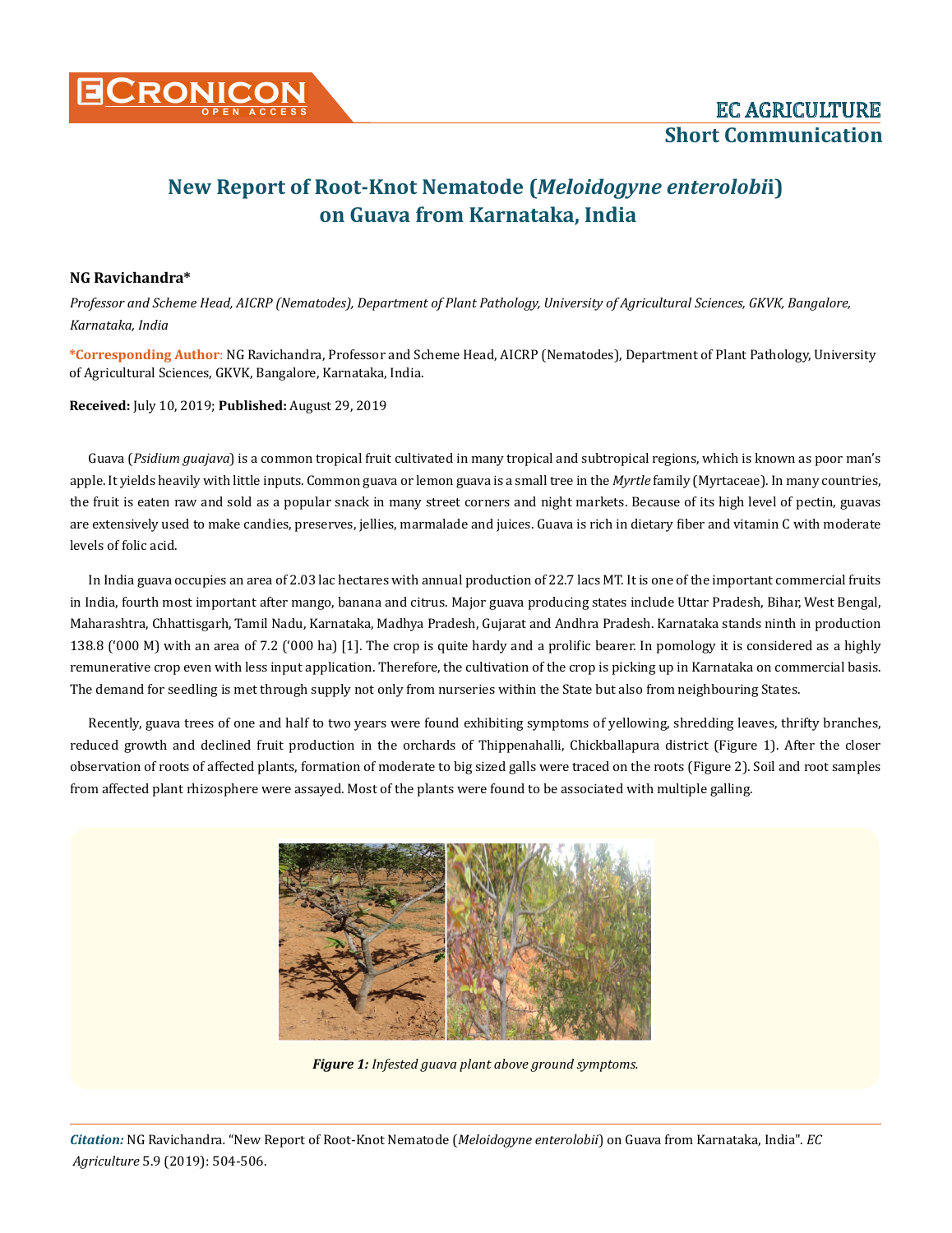# New Report of Root-Knot Nematode (*Meloidogyne enterolobii*) on Guava from Karnataka, India

**NG Ravichandra***

*Professor and Scheme Head, AICRP (Nematodes), Department of Plant Pathology, University of Agricultural Sciences, GKVK, Bangalore, Karnataka, India*

**\*Corresponding Author**: NG Ravichandra, Professor and Scheme Head, AICRP (Nematodes), Department of Plant Pathology, University of Agricultural Sciences, GKVK, Bangalore, Karnataka, India.

**Received:** July 10, 2019; **Published:** August 29, 2019

Guava (*Psidium guajava*) is a common tropical fruit cultivated in many tropical and subtropical regions, which is known as poor man's apple. It yields heavily with little inputs. Common guava or lemon guava is a small tree in the *Myrtle* family (Myrtaceae). In many countries, the fruit is eaten raw and sold as a popular snack in many street corners and night markets. Because of its high level of pectin, guavas are extensively used to make candies, preserves, jellies, marmalade and juices. Guava is rich in dietary fiber and vitamin C with moderate levels of folic acid.

In India guava occupies an area of 2.03 lac hectares with annual production of 22.7 lacs MT. It is one of the important commercial fruits in India, fourth most important after mango, banana and citrus. Major guava producing states include Uttar Pradesh, Bihar, West Bengal, Maharashtra, Chhattisgarh, Tamil Nadu, Karnataka, Madhya Pradesh, Gujarat and Andhra Pradesh. Karnataka stands ninth in production 138.8 ('000 M) with an area of 7.2 ('000 ha) [1]. The crop is quite hardy and a prolific bearer. In pomology it is considered as a highly remunerative crop even with less input application. Therefore, the cultivation of the crop is picking up in Karnataka on commercial basis. The demand for seedling is met through supply not only from nurseries within the State but also from neighbouring States.

Recently, guava trees of one and half to two years were found exhibiting symptoms of yellowing, shredding leaves, thrifty branches, reduced growth and declined fruit production in the orchards of Thippenahalli, Chickballapura district (Figure 1). After the closer observation of roots of affected plants, formation of moderate to big sized galls were traced on the roots (Figure 2). Soil and root samples from affected plant rhizosphere were assayed. Most of the plants were found to be associated with multiple galling.

***Figure 1:*** *Infested guava plant above ground symptoms.*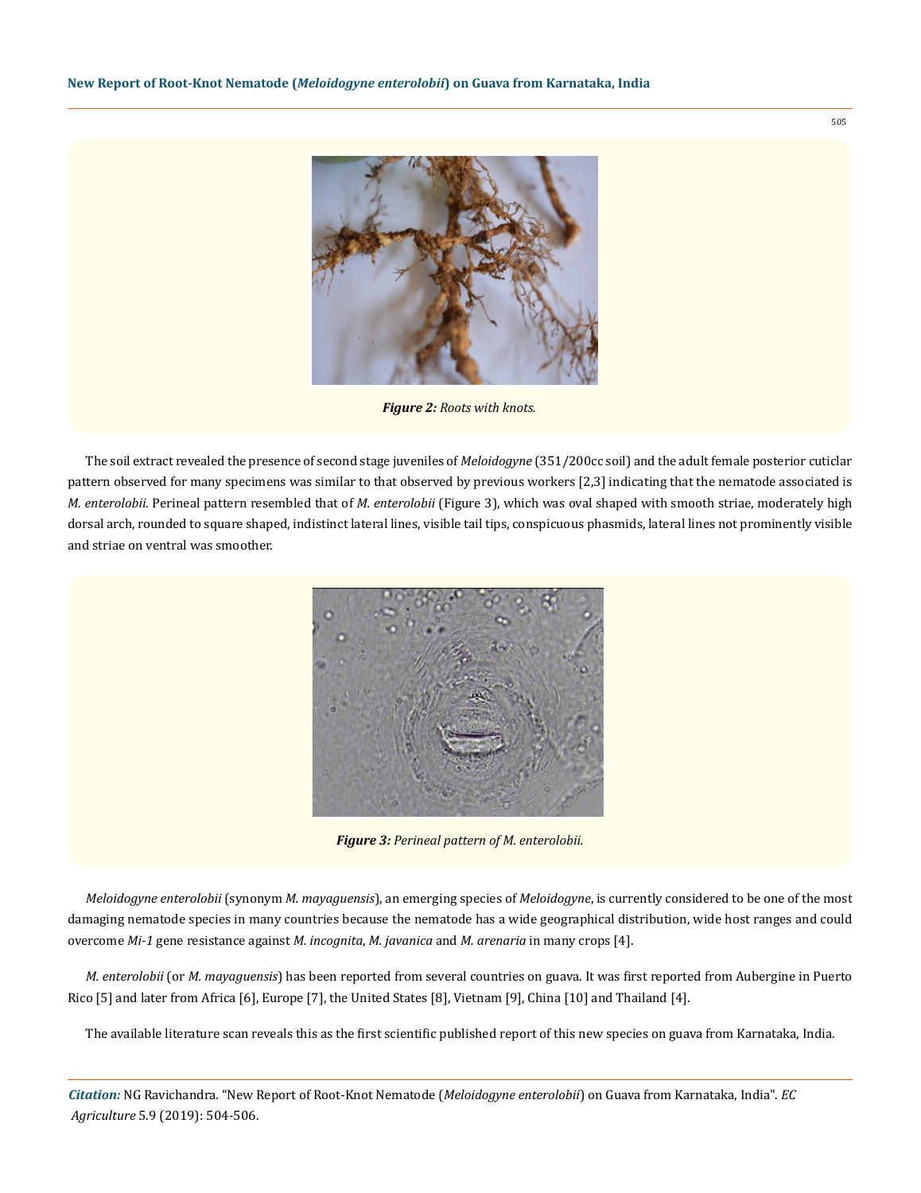*Figure 2: Roots with knots.*

The soil extract revealed the presence of second stage juveniles of *Meloidogyne* (351/200cc soil) and the adult female posterior cuticlar pattern observed for many specimens was similar to that observed by previous workers [2,3] indicating that the nematode associated is *M. enterolobii*. Perineal pattern resembled that of *M. enterolobii* (Figure 3), which was oval shaped with smooth striae, moderately high dorsal arch, rounded to square shaped, indistinct lateral lines, visible tail tips, conspicuous phasmids, lateral lines not prominently visible and striae on ventral was smoother.

*Figure 3: Perineal pattern of M. enterolobii.*

*Meloidogyne enterolobii* (synonym *M. mayaguensis*), an emerging species of *Meloidogyne*, is currently considered to be one of the most damaging nematode species in many countries because the nematode has a wide geographical distribution, wide host ranges and could overcome *Mi-1* gene resistance against *M. incognita*, *M. javanica* and *M. arenaria* in many crops [4].

*M. enterolobii* (or *M. mayaguensis*) has been reported from several countries on guava. It was first reported from Aubergine in Puerto Rico [5] and later from Africa [6], Europe [7], the United States [8], Vietnam [9], China [10] and Thailand [4].

The available literature scan reveals this as the first scientific published report of this new species on guava from Karnataka, India.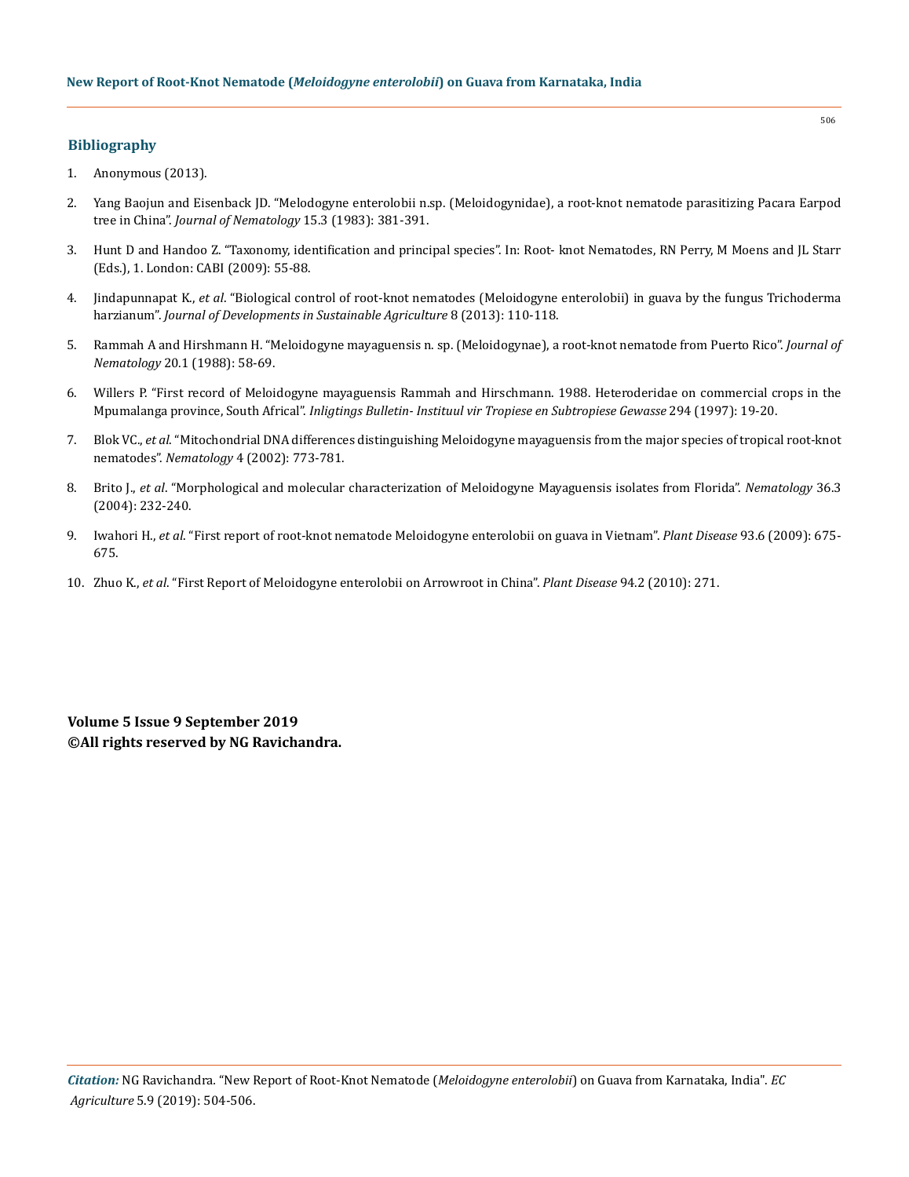## Bibliography

1. Anonymous (2013).

2. Yang Baojun and Eisenback JD. "Melodogyne enterolobii n.sp. (Meloidogynidae), a root-knot nematode parasitizing Pacara Earpod tree in China". *Journal of Nematology* 15.3 (1983): 381-391.

3. Hunt D and Handoo Z. "Taxonomy, identification and principal species". In: Root- knot Nematodes, RN Perry, M Moens and JL Starr (Eds.), 1. London: CABI (2009): 55-88.

4. Jindapunnapat K., *et al*. "Biological control of root-knot nematodes (Meloidogyne enterolobii) in guava by the fungus Trichoderma harzianum". *Journal of Developments in Sustainable Agriculture* 8 (2013): 110-118.

5. Rammah A and Hirshmann H. "Meloidogyne mayaguensis n. sp. (Meloidogynae), a root-knot nematode from Puerto Rico". *Journal of Nematology* 20.1 (1988): 58-69.

6. Willers P. "First record of Meloidogyne mayaguensis Rammah and Hirschmann. 1988. Heteroderidae on commercial crops in the Mpumalanga province, South Africal". *Inligtings Bulletin- Instituul vir Tropiese en Subtropiese Gewasse* 294 (1997): 19-20.

7. Blok VC., *et al*. "Mitochondrial DNA differences distinguishing Meloidogyne mayaguensis from the major species of tropical root-knot nematodes". *Nematology* 4 (2002): 773-781.

8. Brito J., *et al*. "Morphological and molecular characterization of Meloidogyne Mayaguensis isolates from Florida". *Nematology* 36.3 (2004): 232-240.

9. Iwahori H., *et al*. "First report of root-knot nematode Meloidogyne enterolobii on guava in Vietnam". *Plant Disease* 93.6 (2009): 675-675.

10. Zhuo K., *et al*. "First Report of Meloidogyne enterolobii on Arrowroot in China". *Plant Disease* 94.2 (2010): 271.

**Volume 5 Issue 9 September 2019**
**©All rights reserved by NG Ravichandra.**